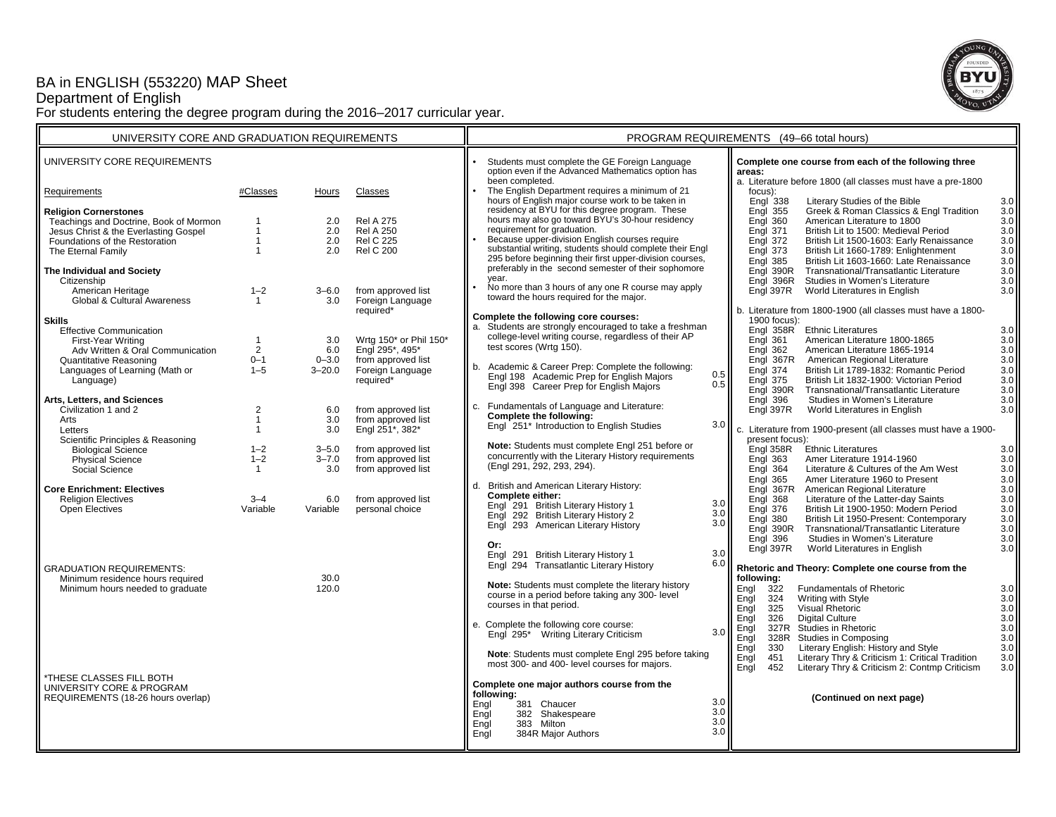# BA in ENGLISH (553220) MAP Sheet

Department of English

For students entering the degree program during the 2016–2017 curricular year.

## UNIVERSITY CORE AND GRADUATION REQUIREMENTS

UNIVERSITY CORE REQUIREMENTS

| Requirements | #Classes | Hours | Classes |
|---|---|---|---|
| **Religion Cornerstones** | | | |
| Teachings and Doctrine, Book of Mormon | 1 | 2.0 | Rel A 275 |
| Jesus Christ & the Everlasting Gospel | 1 | 2.0 | Rel A 250 |
| Foundations of the Restoration | 1 | 2.0 | Rel C 225 |
| The Eternal Family | 1 | 2.0 | Rel C 200 |
| **The Individual and Society** | | | |
| Citizenship | | | |
| American Heritage | 1–2 | 3–6.0 | from approved list |
| Global & Cultural Awareness | 1 | 3.0 | Foreign Language required* |
| **Skills** | | | |
| Effective Communication | | | |
| First-Year Writing | 1 | 3.0 | Wrtg 150* or Phil 150* |
| Adv Written & Oral Communication | 2 | 6.0 | Engl 295*, 495* |
| Quantitative Reasoning | 0–1 | 0–3.0 | from approved list |
| Languages of Learning (Math or Language) | 1–5 | 3–20.0 | Foreign Language required* |
| **Arts, Letters, and Sciences** | | | |
| Civilization 1 and 2 | 2 | 6.0 | from approved list |
| Arts | 1 | 3.0 | from approved list |
| Letters | 1 | 3.0 | Engl 251*, 382* |
| Scientific Principles & Reasoning | | | |
| Biological Science | 1–2 | 3–5.0 | from approved list |
| Physical Science | 1–2 | 3–7.0 | from approved list |
| Social Science | 1 | 3.0 | from approved list |
| **Core Enrichment: Electives** | | | |
| Religion Electives | 3–4 | 6.0 | from approved list |
| Open Electives | Variable | Variable | personal choice |

GRADUATION REQUIREMENTS:

| | |
|---|---|
| Minimum residence hours required | 30.0 |
| Minimum hours needed to graduate | 120.0 |

*THESE CLASSES FILL BOTH UNIVERSITY CORE & PROGRAM REQUIREMENTS (18-26 hours overlap)

## PROGRAM REQUIREMENTS (49–66 total hours)

- Students must complete the GE Foreign Language option even if the Advanced Mathematics option has been completed.
- The English Department requires a minimum of 21 hours of English major course work to be taken in residency at BYU for this degree program. These hours may also go toward BYU's 30-hour residency requirement for graduation.
- Because upper-division English courses require substantial writing, students should complete their Engl 295 before beginning their first upper-division courses, preferably in the second semester of their sophomore year.
- No more than 3 hours of any one R course may apply toward the hours required for the major.

**Complete the following core courses:**

a. Students are strongly encouraged to take a freshman college-level writing course, regardless of their AP test scores (Wrtg 150).

b. Academic & Career Prep: Complete the following:

| | |
|---|---|
| Engl 198 Academic Prep for English Majors | 0.5 |
| Engl 398 Career Prep for English Majors | 0.5 |

c. Fundamentals of Language and Literature: **Complete the following:**

| | |
|---|---|
| Engl 251* Introduction to English Studies | 3.0 |

**Note:** Students must complete Engl 251 before or concurrently with the Literary History requirements (Engl 291, 292, 293, 294).

d. British and American Literary History: **Complete either:**

| | |
|---|---|
| Engl 291 British Literary History 1 | 3.0 |
| Engl 292 British Literary History 2 | 3.0 |
| Engl 293 American Literary History | 3.0 |

**Or:**

| | |
|---|---|
| Engl 291 British Literary History 1 | 3.0 |
| Engl 294 Transatlantic Literary History | 6.0 |

**Note:** Students must complete the literary history course in a period before taking any 300- level courses in that period.

e. Complete the following core course:

| | |
|---|---|
| Engl 295* Writing Literary Criticism | 3.0 |

**Note**: Students must complete Engl 295 before taking most 300- and 400- level courses for majors.

**Complete one major authors course from the following:**

| | |
|---|---|
| Engl 381 Chaucer | 3.0 |
| Engl 382 Shakespeare | 3.0 |
| Engl 383 Milton | 3.0 |
| Engl 384R Major Authors | 3.0 |

**Complete one course from each of the following three areas:**

a. Literature before 1800 (all classes must have a pre-1800 focus):

| | | |
|---|---|---|
| Engl 338 | Literary Studies of the Bible | 3.0 |
| Engl 355 | Greek & Roman Classics & Engl Tradition | 3.0 |
| Engl 360 | American Literature to 1800 | 3.0 |
| Engl 371 | British Lit to 1500: Medieval Period | 3.0 |
| Engl 372 | British Lit 1500-1603: Early Renaissance | 3.0 |
| Engl 373 | British Lit 1660-1789: Enlightenment | 3.0 |
| Engl 385 | British Lit 1603-1660: Late Renaissance | 3.0 |
| Engl 390R | Transnational/Transatlantic Literature | 3.0 |
| Engl 396R | Studies in Women's Literature | 3.0 |
| Engl 397R | World Literatures in English | 3.0 |

b. Literature from 1800-1900 (all classes must have a 1800-1900 focus):

| | | |
|---|---|---|
| Engl 358R | Ethnic Literatures | 3.0 |
| Engl 361 | American Literature 1800-1865 | 3.0 |
| Engl 362 | American Literature 1865-1914 | 3.0 |
| Engl 367R | American Regional Literature | 3.0 |
| Engl 374 | British Lit 1789-1832: Romantic Period | 3.0 |
| Engl 375 | British Lit 1832-1900: Victorian Period | 3.0 |
| Engl 390R | Transnational/Transatlantic Literature | 3.0 |
| Engl 396 | Studies in Women's Literature | 3.0 |
| Engl 397R | World Literatures in English | 3.0 |

c. Literature from 1900-present (all classes must have a 1900-present focus):

| | | |
|---|---|---|
| Engl 358R | Ethnic Literatures | 3.0 |
| Engl 363 | Amer Literature 1914-1960 | 3.0 |
| Engl 364 | Literature & Cultures of the Am West | 3.0 |
| Engl 365 | Amer Literature 1960 to Present | 3.0 |
| Engl 367R | American Regional Literature | 3.0 |
| Engl 368 | Literature of the Latter-day Saints | 3.0 |
| Engl 376 | British Lit 1900-1950: Modern Period | 3.0 |
| Engl 380 | British Lit 1950-Present: Contemporary | 3.0 |
| Engl 390R | Transnational/Transatlantic Literature | 3.0 |
| Engl 396 | Studies in Women's Literature | 3.0 |
| Engl 397R | World Literatures in English | 3.0 |

**Rhetoric and Theory: Complete one course from the following:**

| | | |
|---|---|---|
| Engl 322 | Fundamentals of Rhetoric | 3.0 |
| Engl 324 | Writing with Style | 3.0 |
| Engl 325 | Visual Rhetoric | 3.0 |
| Engl 326 | Digital Culture | 3.0 |
| Engl 327R | Studies in Rhetoric | 3.0 |
| Engl 328R | Studies in Composing | 3.0 |
| Engl 330 | Literary English: History and Style | 3.0 |
| Engl 451 | Literary Thry & Criticism 1: Critical Tradition | 3.0 |
| Engl 452 | Literary Thry & Criticism 2: Contmp Criticism | 3.0 |

**(Continued on next page)**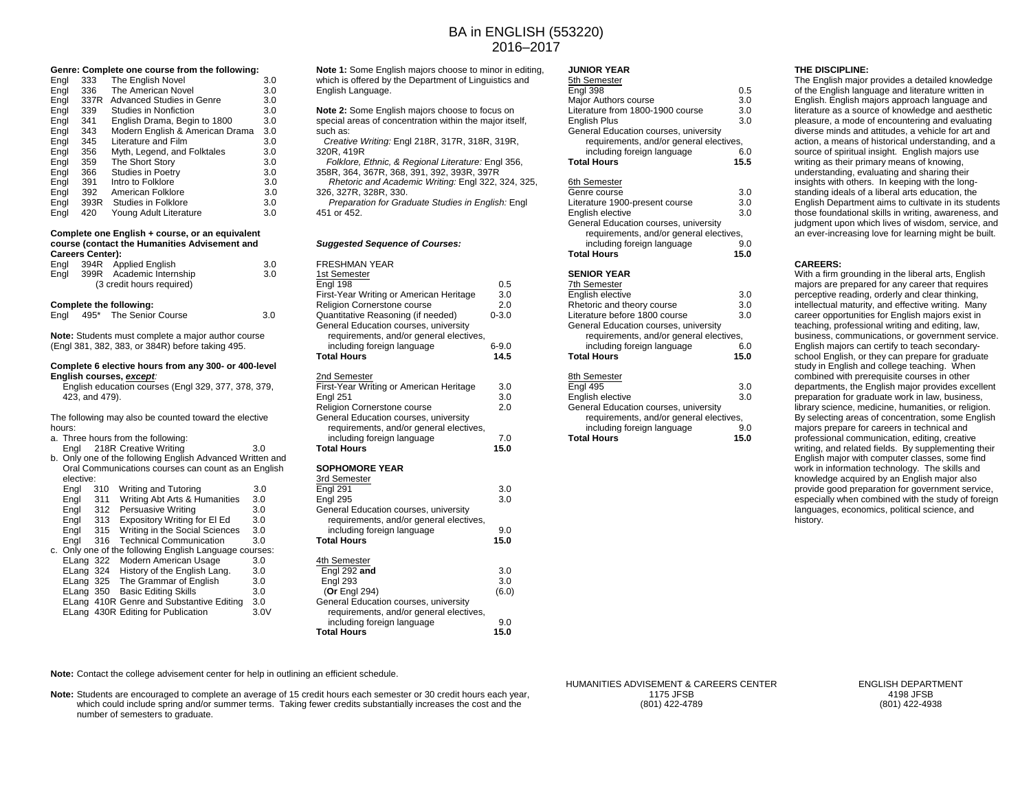# BA in ENGLISH (553220)
## 2016–2017

**Genre: Complete one course from the following:**

| | | | |
|---|---|---|---|
| Engl | 333 | The English Novel | 3.0 |
| Engl | 336 | The American Novel | 3.0 |
| Engl | 337R | Advanced Studies in Genre | 3.0 |
| Engl | 339 | Studies in Nonfiction | 3.0 |
| Engl | 341 | English Drama, Begin to 1800 | 3.0 |
| Engl | 343 | Modern English & American Drama | 3.0 |
| Engl | 345 | Literature and Film | 3.0 |
| Engl | 356 | Myth, Legend, and Folktales | 3.0 |
| Engl | 359 | The Short Story | 3.0 |
| Engl | 366 | Studies in Poetry | 3.0 |
| Engl | 391 | Intro to Folklore | 3.0 |
| Engl | 392 | American Folklore | 3.0 |
| Engl | 393R | Studies in Folklore | 3.0 |
| Engl | 420 | Young Adult Literature | 3.0 |

**Complete one English + course, or an equivalent course (contact the Humanities Advisement and Careers Center):**

| | | | |
|---|---|---|---|
| Engl | 394R | Applied English | 3.0 |
| Engl | 399R | Academic Internship | 3.0 |

(3 credit hours required)

**Complete the following:**

| | | | |
|---|---|---|---|
| Engl | 495* | The Senior Course | 3.0 |

**Note:** Students must complete a major author course (Engl 381, 382, 383, or 384R) before taking 495.

**Complete 6 elective hours from any 300- or 400-level English courses, *except*:**

English education courses (Engl 329, 377, 378, 379, 423, and 479).

The following may also be counted toward the elective hours:

a. Three hours from the following:

| | | | |
|---|---|---|---|
| Engl | 218R | Creative Writing | 3.0 |

b. Only one of the following English Advanced Written and Oral Communications courses can count as an English elective:

| | | | |
|---|---|---|---|
| Engl | 310 | Writing and Tutoring | 3.0 |
| Engl | 311 | Writing Abt Arts & Humanities | 3.0 |
| Engl | 312 | Persuasive Writing | 3.0 |
| Engl | 313 | Expository Writing for El Ed | 3.0 |
| Engl | 315 | Writing in the Social Sciences | 3.0 |
| Engl | 316 | Technical Communication | 3.0 |

c. Only one of the following English Language courses:

| | | | |
|---|---|---|---|
| ELang | 322 | Modern American Usage | 3.0 |
| ELang | 324 | History of the English Lang. | 3.0 |
| ELang | 325 | The Grammar of English | 3.0 |
| ELang | 350 | Basic Editing Skills | 3.0 |
| ELang | 410R | Genre and Substantive Editing | 3.0 |
| ELang | 430R | Editing for Publication | 3.0V |

**Note 1:** Some English majors choose to minor in editing, which is offered by the Department of Linguistics and English Language.

**Note 2:** Some English majors choose to focus on special areas of concentration within the major itself, such as:

*Creative Writing:* Engl 218R, 317R, 318R, 319R, 320R, 419R

*Folklore, Ethnic, & Regional Literature:* Engl 356, 358R, 364, 367R, 368, 391, 392, 393R, 397R

*Rhetoric and Academic Writing:* Engl 322, 324, 325, 326, 327R, 328R, 330.

*Preparation for Graduate Studies in English:* Engl 451 or 452.

### *Suggested Sequence of Courses:*

**FRESHMAN YEAR**

1st Semester

| | |
|---|---|
| Engl 198 | 0.5 |
| First-Year Writing or American Heritage | 3.0 |
| Religion Cornerstone course | 2.0 |
| Quantitative Reasoning (if needed) | 0-3.0 |
| General Education courses, university requirements, and/or general electives, including foreign language | 6-9.0 |
| **Total Hours** | **14.5** |

2nd Semester

| | |
|---|---|
| First-Year Writing or American Heritage | 3.0 |
| Engl 251 | 3.0 |
| Religion Cornerstone course | 2.0 |
| General Education courses, university requirements, and/or general electives, including foreign language | 7.0 |
| **Total Hours** | **15.0** |

**SOPHOMORE YEAR**

3rd Semester

| | |
|---|---|
| Engl 291 | 3.0 |
| Engl 295 | 3.0 |
| General Education courses, university requirements, and/or general electives, including foreign language | 9.0 |
| **Total Hours** | **15.0** |

4th Semester

| | |
|---|---|
| Engl 292 **and** | 3.0 |
| Engl 293 | 3.0 |
| (**Or** Engl 294) | (6.0) |
| General Education courses, university requirements, and/or general electives, including foreign language | 9.0 |
| **Total Hours** | **15.0** |

**JUNIOR YEAR**

5th Semester

| | |
|---|---|
| Engl 398 | 0.5 |
| Major Authors course | 3.0 |
| Literature from 1800-1900 course | 3.0 |
| English Plus | 3.0 |
| General Education courses, university requirements, and/or general electives, including foreign language | 6.0 |
| **Total Hours** | **15.5** |

6th Semester

| | |
|---|---|
| Genre course | 3.0 |
| Literature 1900-present course | 3.0 |
| English elective | 3.0 |
| General Education courses, university requirements, and/or general electives, including foreign language | 9.0 |
| **Total Hours** | **15.0** |

**SENIOR YEAR**

7th Semester

| | |
|---|---|
| English elective | 3.0 |
| Rhetoric and theory course | 3.0 |
| Literature before 1800 course | 3.0 |
| General Education courses, university requirements, and/or general electives, including foreign language | 6.0 |
| **Total Hours** | **15.0** |

8th Semester

| | |
|---|---|
| Engl 495 | 3.0 |
| English elective | 3.0 |
| General Education courses, university requirements, and/or general electives, including foreign language | 9.0 |
| **Total Hours** | **15.0** |

**THE DISCIPLINE:**

The English major provides a detailed knowledge of the English language and literature written in English. English majors approach language and literature as a source of knowledge and aesthetic pleasure, a mode of encountering and evaluating diverse minds and attitudes, a vehicle for art and action, a means of historical understanding, and a source of spiritual insight. English majors use writing as their primary means of knowing, understanding, evaluating and sharing their insights with others. In keeping with the long-standing ideals of a liberal arts education, the English Department aims to cultivate in its students those foundational skills in writing, awareness, and judgment upon which lives of wisdom, service, and an ever-increasing love for learning might be built.

**CAREERS:**

With a firm grounding in the liberal arts, English majors are prepared for any career that requires perceptive reading, orderly and clear thinking, intellectual maturity, and effective writing. Many career opportunities for English majors exist in teaching, professional writing and editing, law, business, communications, or government service. English majors can certify to teach secondary-school English, or they can prepare for graduate study in English and college teaching. When combined with prerequisite courses in other departments, the English major provides excellent preparation for graduate work in law, business, library science, medicine, humanities, or religion. By selecting areas of concentration, some English majors prepare for careers in technical and professional communication, editing, creative writing, and related fields. By supplementing their English major with computer classes, some find work in information technology. The skills and knowledge acquired by an English major also provide good preparation for government service, especially when combined with the study of foreign languages, economics, political science, and history.

**Note:** Contact the college advisement center for help in outlining an efficient schedule.

**Note:** Students are encouraged to complete an average of 15 credit hours each semester or 30 credit hours each year, which could include spring and/or summer terms. Taking fewer credits substantially increases the cost and the number of semesters to graduate.

HUMANITIES ADVISEMENT & CAREERS CENTER
1175 JFSB
(801) 422-4789

ENGLISH DEPARTMENT
4198 JFSB
(801) 422-4938